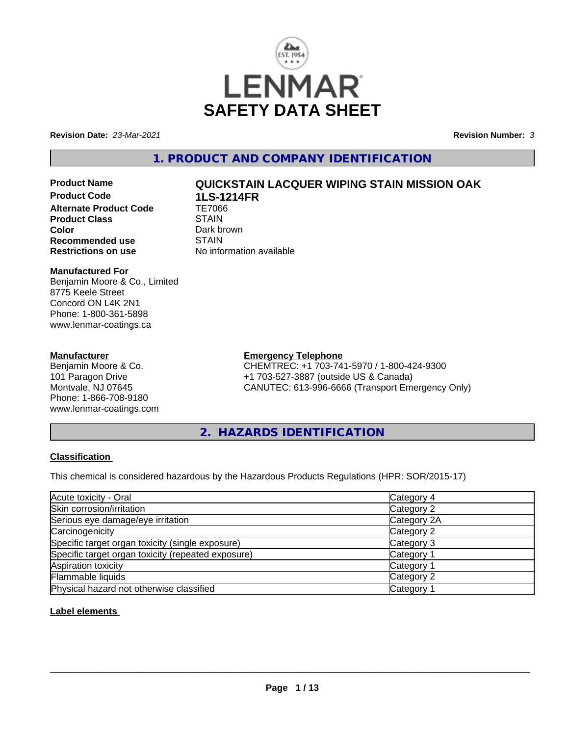# SAFETY DATA SHEET

**Revision Date:** *23-Mar-2021* **Revision Number:** *3*

## 1. PRODUCT AND COMPANY IDENTIFICATION

| | |
|---|---|
| **Product Name** | **QUICKSTAIN LACQUER WIPING STAIN MISSION OAK** |
| **Product Code** | **1LS-1214FR** |
| **Alternate Product Code** | TE7066 |
| **Product Class** | STAIN |
| **Color** | Dark brown |
| **Recommended use** | STAIN |
| **Restrictions on use** | No information available |

**Manufactured For**
Benjamin Moore & Co., Limited
8775 Keele Street
Concord ON L4K 2N1
Phone: 1-800-361-5898
www.lenmar-coatings.ca

**Manufacturer**
Benjamin Moore & Co.
101 Paragon Drive
Montvale, NJ 07645
Phone: 1-866-708-9180
www.lenmar-coatings.com

**Emergency Telephone**
CHEMTREC: +1 703-741-5970 / 1-800-424-9300
+1 703-527-3887 (outside US & Canada)
CANUTEC: 613-996-6666 (Transport Emergency Only)

## 2. HAZARDS IDENTIFICATION

**Classification**

This chemical is considered hazardous by the Hazardous Products Regulations (HPR: SOR/2015-17)

| | |
|---|---|
| Acute toxicity - Oral | Category 4 |
| Skin corrosion/irritation | Category 2 |
| Serious eye damage/eye irritation | Category 2A |
| Carcinogenicity | Category 2 |
| Specific target organ toxicity (single exposure) | Category 3 |
| Specific target organ toxicity (repeated exposure) | Category 1 |
| Aspiration toxicity | Category 1 |
| Flammable liquids | Category 2 |
| Physical hazard not otherwise classified | Category 1 |

**Label elements**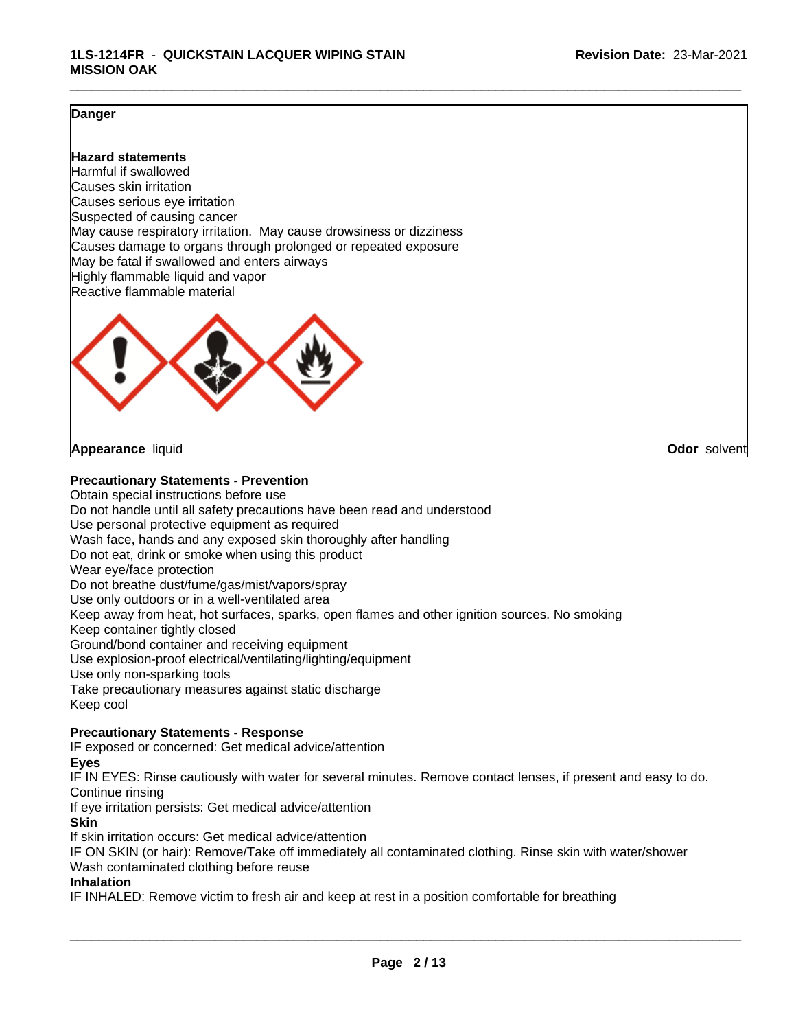**Danger**

**Hazard statements**
Harmful if swallowed
Causes skin irritation
Causes serious eye irritation
Suspected of causing cancer
May cause respiratory irritation. May cause drowsiness or dizziness
Causes damage to organs through prolonged or repeated exposure
May be fatal if swallowed and enters airways
Highly flammable liquid and vapor
Reactive flammable material

**Appearance** liquid **Odor** solvent

**Precautionary Statements - Prevention**
Obtain special instructions before use
Do not handle until all safety precautions have been read and understood
Use personal protective equipment as required
Wash face, hands and any exposed skin thoroughly after handling
Do not eat, drink or smoke when using this product
Wear eye/face protection
Do not breathe dust/fume/gas/mist/vapors/spray
Use only outdoors or in a well-ventilated area
Keep away from heat, hot surfaces, sparks, open flames and other ignition sources. No smoking
Keep container tightly closed
Ground/bond container and receiving equipment
Use explosion-proof electrical/ventilating/lighting/equipment
Use only non-sparking tools
Take precautionary measures against static discharge
Keep cool

**Precautionary Statements - Response**
IF exposed or concerned: Get medical advice/attention
**Eyes**
IF IN EYES: Rinse cautiously with water for several minutes. Remove contact lenses, if present and easy to do. Continue rinsing
If eye irritation persists: Get medical advice/attention
**Skin**
If skin irritation occurs: Get medical advice/attention
IF ON SKIN (or hair): Remove/Take off immediately all contaminated clothing. Rinse skin with water/shower
Wash contaminated clothing before reuse
**Inhalation**
IF INHALED: Remove victim to fresh air and keep at rest in a position comfortable for breathing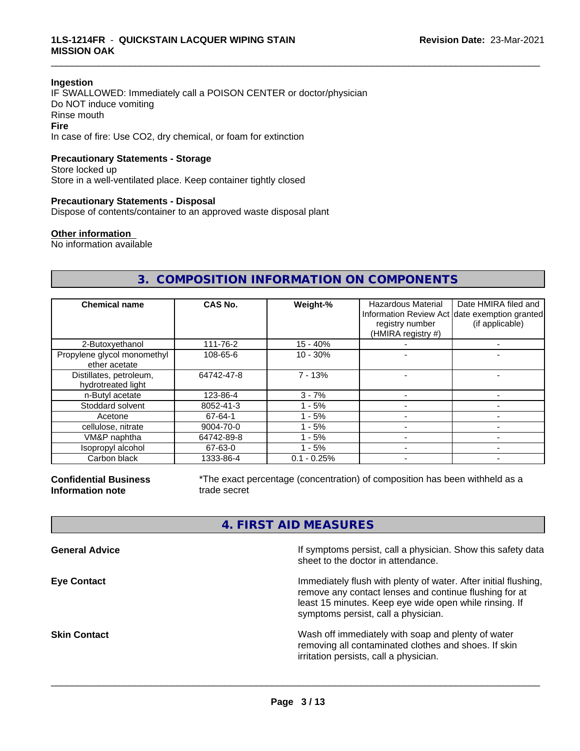**Ingestion**

IF SWALLOWED: Immediately call a POISON CENTER or doctor/physician
Do NOT induce vomiting
Rinse mouth

**Fire**

In case of fire: Use CO2, dry chemical, or foam for extinction

**Precautionary Statements - Storage**

Store locked up
Store in a well-ventilated place. Keep container tightly closed

**Precautionary Statements - Disposal**

Dispose of contents/container to an approved waste disposal plant

**Other information**

No information available

## 3. COMPOSITION INFORMATION ON COMPONENTS

| Chemical name | CAS No. | Weight-% | Hazardous Material Information Review Act registry number (HMIRA registry #) | Date HMIRA filed and date exemption granted (if applicable) |
|---|---|---|---|---|
| 2-Butoxyethanol | 111-76-2 | 15 - 40% | - | - |
| Propylene glycol monomethyl ether acetate | 108-65-6 | 10 - 30% | - | - |
| Distillates, petroleum, hydrotreated light | 64742-47-8 | 7 - 13% | - | - |
| n-Butyl acetate | 123-86-4 | 3 - 7% | - | - |
| Stoddard solvent | 8052-41-3 | 1 - 5% | - | - |
| Acetone | 67-64-1 | 1 - 5% | - | - |
| cellulose, nitrate | 9004-70-0 | 1 - 5% | - | - |
| VM&P naphtha | 64742-89-8 | 1 - 5% | - | - |
| Isopropyl alcohol | 67-63-0 | 1 - 5% | - | - |
| Carbon black | 1333-86-4 | 0.1 - 0.25% | - | - |

**Confidential Business Information note**

*The exact percentage (concentration) of composition has been withheld as a trade secret

## 4. FIRST AID MEASURES

**General Advice**

If symptoms persist, call a physician. Show this safety data sheet to the doctor in attendance.

**Eye Contact**

Immediately flush with plenty of water. After initial flushing, remove any contact lenses and continue flushing for at least 15 minutes. Keep eye wide open while rinsing. If symptoms persist, call a physician.

**Skin Contact**

Wash off immediately with soap and plenty of water removing all contaminated clothes and shoes. If skin irritation persists, call a physician.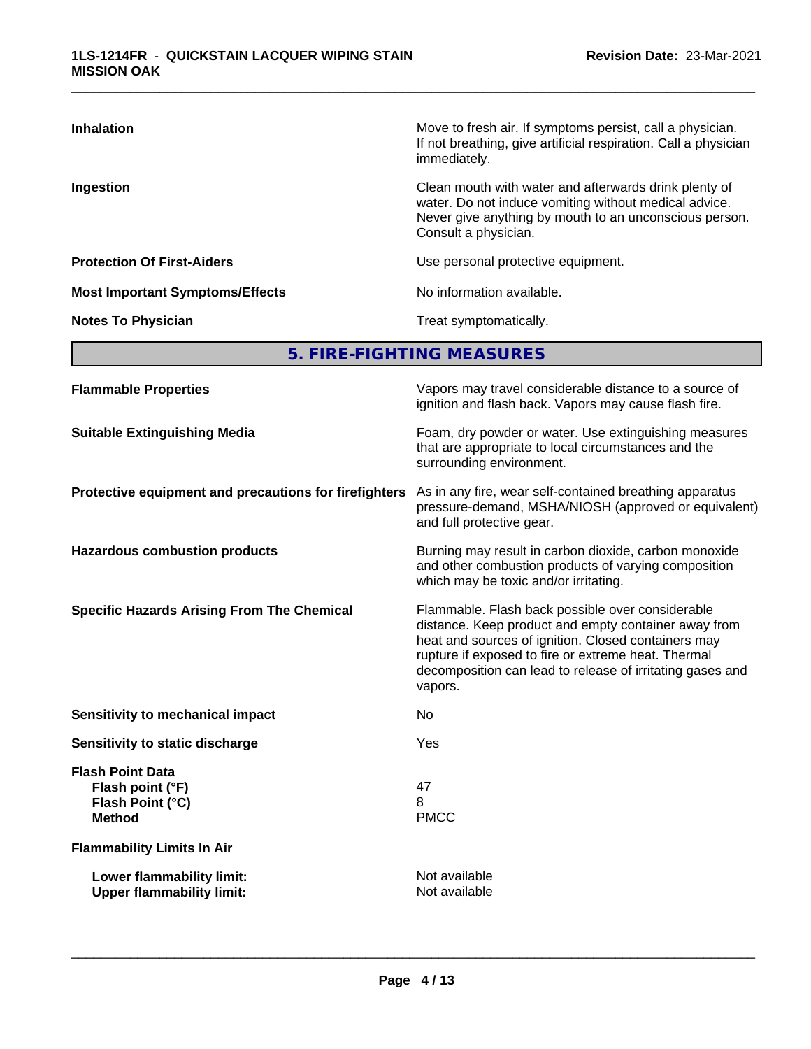| | |
|---|---|
| **Inhalation** | Move to fresh air. If symptoms persist, call a physician. If not breathing, give artificial respiration. Call a physician immediately. |
| **Ingestion** | Clean mouth with water and afterwards drink plenty of water. Do not induce vomiting without medical advice. Never give anything by mouth to an unconscious person. Consult a physician. |
| **Protection Of First-Aiders** | Use personal protective equipment. |
| **Most Important Symptoms/Effects** | No information available. |
| **Notes To Physician** | Treat symptomatically. |

## 5. FIRE-FIGHTING MEASURES

| | |
|---|---|
| **Flammable Properties** | Vapors may travel considerable distance to a source of ignition and flash back. Vapors may cause flash fire. |
| **Suitable Extinguishing Media** | Foam, dry powder or water. Use extinguishing measures that are appropriate to local circumstances and the surrounding environment. |
| **Protective equipment and precautions for firefighters** | As in any fire, wear self-contained breathing apparatus pressure-demand, MSHA/NIOSH (approved or equivalent) and full protective gear. |
| **Hazardous combustion products** | Burning may result in carbon dioxide, carbon monoxide and other combustion products of varying composition which may be toxic and/or irritating. |
| **Specific Hazards Arising From The Chemical** | Flammable. Flash back possible over considerable distance. Keep product and empty container away from heat and sources of ignition. Closed containers may rupture if exposed to fire or extreme heat. Thermal decomposition can lead to release of irritating gases and vapors. |
| **Sensitivity to mechanical impact** | No |
| **Sensitivity to static discharge** | Yes |
| **Flash Point Data** | |
| **Flash point (°F)** | 47 |
| **Flash Point (°C)** | 8 |
| **Method** | PMCC |
| **Flammability Limits In Air** | |
| **Lower flammability limit:** | Not available |
| **Upper flammability limit:** | Not available |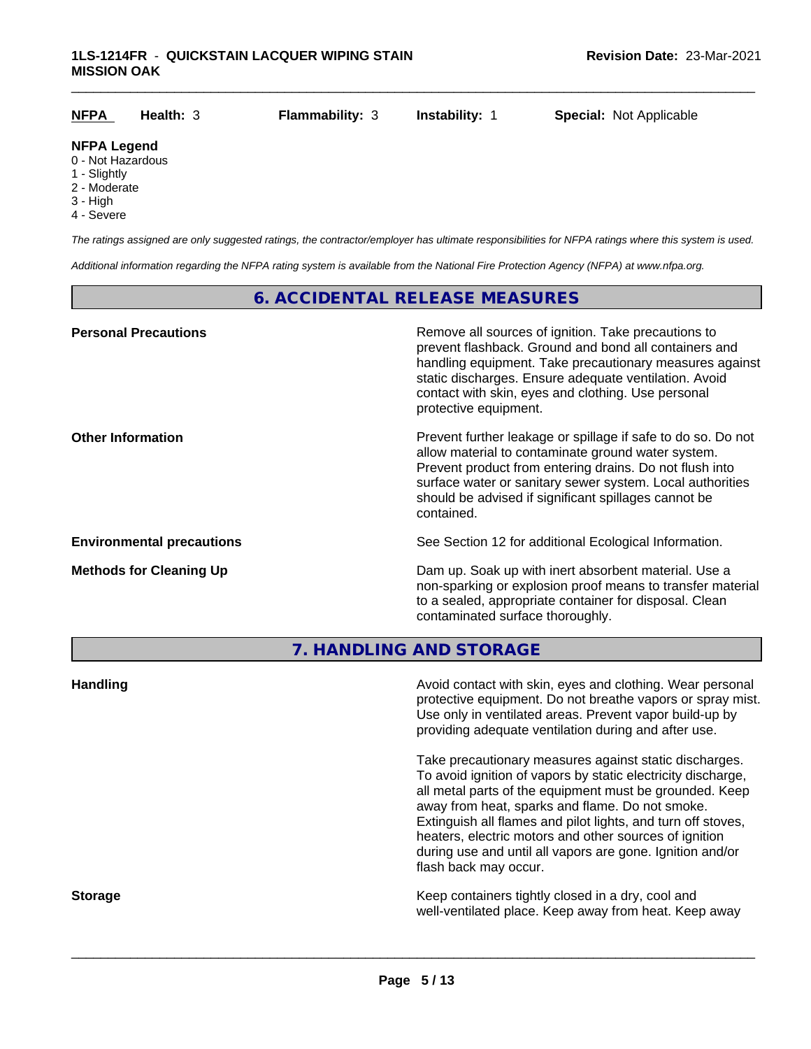| NFPA | Health: 3 | Flammability: 3 | Instability: 1 | Special: Not Applicable |
|---|---|---|---|---|

**NFPA Legend**

0 - Not Hazardous
1 - Slightly
2 - Moderate
3 - High
4 - Severe

*The ratings assigned are only suggested ratings, the contractor/employer has ultimate responsibilities for NFPA ratings where this system is used.*

*Additional information regarding the NFPA rating system is available from the National Fire Protection Agency (NFPA) at www.nfpa.org.*

## 6. ACCIDENTAL RELEASE MEASURES

**Personal Precautions**

Remove all sources of ignition. Take precautions to prevent flashback. Ground and bond all containers and handling equipment. Take precautionary measures against static discharges. Ensure adequate ventilation. Avoid contact with skin, eyes and clothing. Use personal protective equipment.

**Other Information**

Prevent further leakage or spillage if safe to do so. Do not allow material to contaminate ground water system. Prevent product from entering drains. Do not flush into surface water or sanitary sewer system. Local authorities should be advised if significant spillages cannot be contained.

**Environmental precautions**

See Section 12 for additional Ecological Information.

**Methods for Cleaning Up**

Dam up. Soak up with inert absorbent material. Use a non-sparking or explosion proof means to transfer material to a sealed, appropriate container for disposal. Clean contaminated surface thoroughly.

## 7. HANDLING AND STORAGE

**Handling**

Avoid contact with skin, eyes and clothing. Wear personal protective equipment. Do not breathe vapors or spray mist. Use only in ventilated areas. Prevent vapor build-up by providing adequate ventilation during and after use.

Take precautionary measures against static discharges. To avoid ignition of vapors by static electricity discharge, all metal parts of the equipment must be grounded. Keep away from heat, sparks and flame. Do not smoke. Extinguish all flames and pilot lights, and turn off stoves, heaters, electric motors and other sources of ignition during use and until all vapors are gone. Ignition and/or flash back may occur.

**Storage**

Keep containers tightly closed in a dry, cool and well-ventilated place. Keep away from heat. Keep away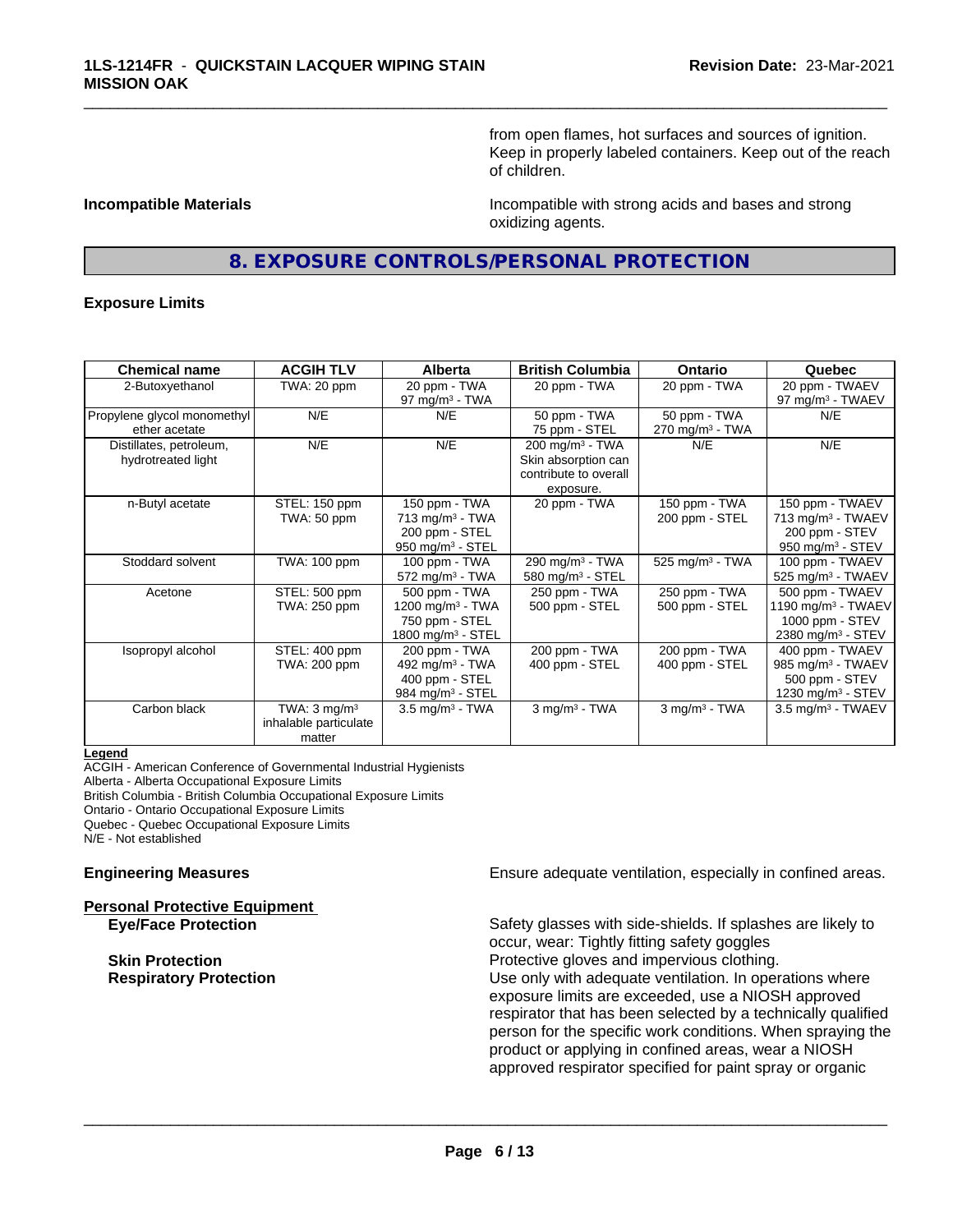from open flames, hot surfaces and sources of ignition. Keep in properly labeled containers. Keep out of the reach of children.

**Incompatible Materials**

Incompatible with strong acids and bases and strong oxidizing agents.

## 8. EXPOSURE CONTROLS/PERSONAL PROTECTION

### Exposure Limits

| Chemical name | ACGIH TLV | Alberta | British Columbia | Ontario | Quebec |
|---|---|---|---|---|---|
| 2-Butoxyethanol | TWA: 20 ppm | 20 ppm - TWA<br>97 mg/m³ - TWA | 20 ppm - TWA | 20 ppm - TWA | 20 ppm - TWAEV<br>97 mg/m³ - TWAEV |
| Propylene glycol monomethyl ether acetate | N/E | N/E | 50 ppm - TWA<br>75 ppm - STEL | 50 ppm - TWA<br>270 mg/m³ - TWA | N/E |
| Distillates, petroleum, hydrotreated light | N/E | N/E | 200 mg/m³ - TWA<br>Skin absorption can contribute to overall exposure. | N/E | N/E |
| n-Butyl acetate | STEL: 150 ppm<br>TWA: 50 ppm | 150 ppm - TWA<br>713 mg/m³ - TWA<br>200 ppm - STEL<br>950 mg/m³ - STEL | 20 ppm - TWA | 150 ppm - TWA<br>200 ppm - STEL | 150 ppm - TWAEV<br>713 mg/m³ - TWAEV<br>200 ppm - STEV<br>950 mg/m³ - STEV |
| Stoddard solvent | TWA: 100 ppm | 100 ppm - TWA<br>572 mg/m³ - TWA | 290 mg/m³ - TWA<br>580 mg/m³ - STEL | 525 mg/m³ - TWA | 100 ppm - TWAEV<br>525 mg/m³ - TWAEV |
| Acetone | STEL: 500 ppm<br>TWA: 250 ppm | 500 ppm - TWA<br>1200 mg/m³ - TWA<br>750 ppm - STEL<br>1800 mg/m³ - STEL | 250 ppm - TWA<br>500 ppm - STEL | 250 ppm - TWA<br>500 ppm - STEL | 500 ppm - TWAEV<br>1190 mg/m³ - TWAEV<br>1000 ppm - STEV<br>2380 mg/m³ - STEV |
| Isopropyl alcohol | STEL: 400 ppm<br>TWA: 200 ppm | 200 ppm - TWA<br>492 mg/m³ - TWA<br>400 ppm - STEL<br>984 mg/m³ - STEL | 200 ppm - TWA<br>400 ppm - STEL | 200 ppm - TWA<br>400 ppm - STEL | 400 ppm - TWAEV<br>985 mg/m³ - TWAEV<br>500 ppm - STEV<br>1230 mg/m³ - STEV |
| Carbon black | TWA: 3 mg/m³ inhalable particulate matter | 3.5 mg/m³ - TWA | 3 mg/m³ - TWA | 3 mg/m³ - TWA | 3.5 mg/m³ - TWAEV |

**Legend**
ACGIH - American Conference of Governmental Industrial Hygienists
Alberta - Alberta Occupational Exposure Limits
British Columbia - British Columbia Occupational Exposure Limits
Ontario - Ontario Occupational Exposure Limits
Quebec - Quebec Occupational Exposure Limits
N/E - Not established

**Engineering Measures**

Ensure adequate ventilation, especially in confined areas.

**Personal Protective Equipment**

**Eye/Face Protection**

Safety glasses with side-shields. If splashes are likely to occur, wear: Tightly fitting safety goggles

**Skin Protection**

Protective gloves and impervious clothing.

**Respiratory Protection**

Use only with adequate ventilation. In operations where exposure limits are exceeded, use a NIOSH approved respirator that has been selected by a technically qualified person for the specific work conditions. When spraying the product or applying in confined areas, wear a NIOSH approved respirator specified for paint spray or organic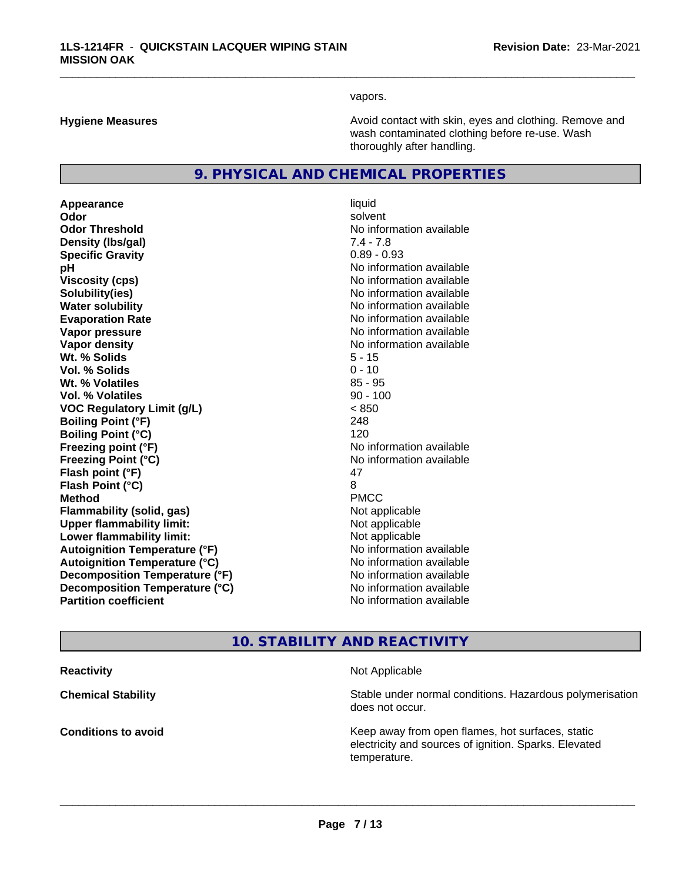vapors.

| | |
|---|---|
| **Hygiene Measures** | Avoid contact with skin, eyes and clothing. Remove and wash contaminated clothing before re-use. Wash thoroughly after handling. |

## 9. PHYSICAL AND CHEMICAL PROPERTIES

| | |
|---|---|
| **Appearance** | liquid |
| **Odor** | solvent |
| **Odor Threshold** | No information available |
| **Density (lbs/gal)** | 7.4 - 7.8 |
| **Specific Gravity** | 0.89 - 0.93 |
| **pH** | No information available |
| **Viscosity (cps)** | No information available |
| **Solubility(ies)** | No information available |
| **Water solubility** | No information available |
| **Evaporation Rate** | No information available |
| **Vapor pressure** | No information available |
| **Vapor density** | No information available |
| **Wt. % Solids** | 5 - 15 |
| **Vol. % Solids** | 0 - 10 |
| **Wt. % Volatiles** | 85 - 95 |
| **Vol. % Volatiles** | 90 - 100 |
| **VOC Regulatory Limit (g/L)** | < 850 |
| **Boiling Point (°F)** | 248 |
| **Boiling Point (°C)** | 120 |
| **Freezing point (°F)** | No information available |
| **Freezing Point (°C)** | No information available |
| **Flash point (°F)** | 47 |
| **Flash Point (°C)** | 8 |
| **Method** | PMCC |
| **Flammability (solid, gas)** | Not applicable |
| **Upper flammability limit:** | Not applicable |
| **Lower flammability limit:** | Not applicable |
| **Autoignition Temperature (°F)** | No information available |
| **Autoignition Temperature (°C)** | No information available |
| **Decomposition Temperature (°F)** | No information available |
| **Decomposition Temperature (°C)** | No information available |
| **Partition coefficient** | No information available |

## 10. STABILITY AND REACTIVITY

| | |
|---|---|
| **Reactivity** | Not Applicable |
| **Chemical Stability** | Stable under normal conditions. Hazardous polymerisation does not occur. |
| **Conditions to avoid** | Keep away from open flames, hot surfaces, static electricity and sources of ignition. Sparks. Elevated temperature. |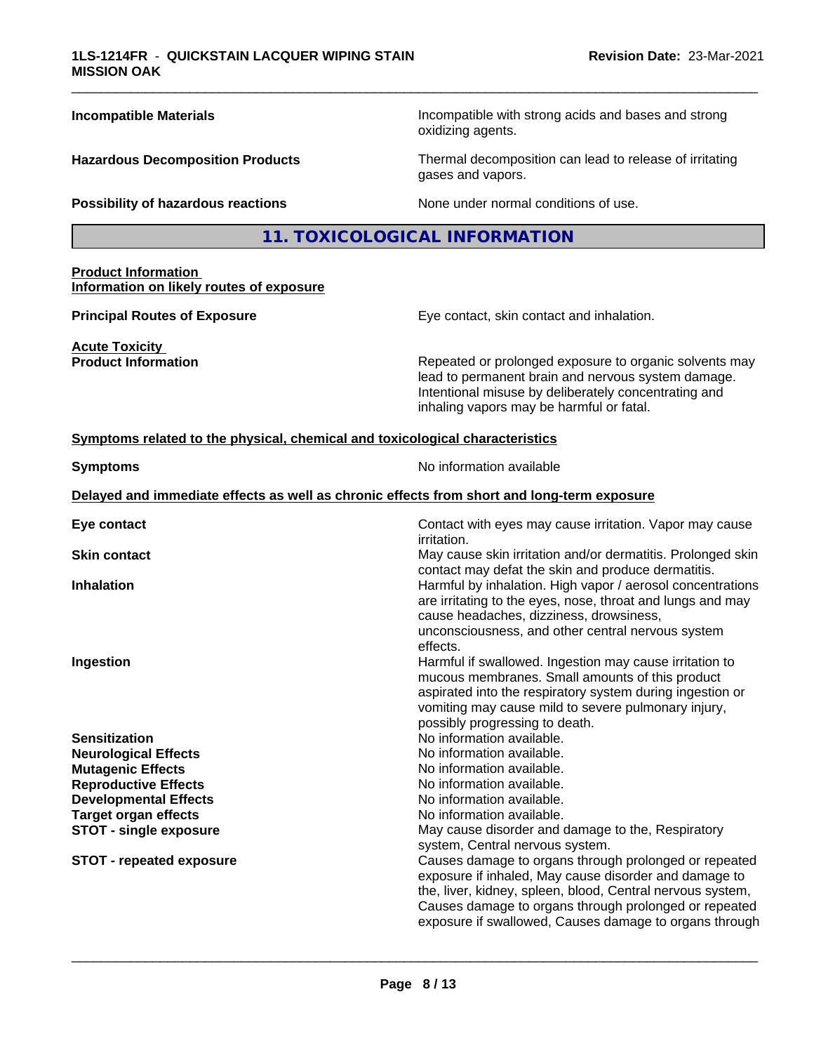**Incompatible Materials** Incompatible with strong acids and bases and strong oxidizing agents.

**Hazardous Decomposition Products** Thermal decomposition can lead to release of irritating gases and vapors.

**Possibility of hazardous reactions** None under normal conditions of use.

## 11. TOXICOLOGICAL INFORMATION

**Product Information**
**Information on likely routes of exposure**

**Principal Routes of Exposure** Eye contact, skin contact and inhalation.

**Acute Toxicity**
**Product Information** Repeated or prolonged exposure to organic solvents may lead to permanent brain and nervous system damage. Intentional misuse by deliberately concentrating and inhaling vapors may be harmful or fatal.

**Symptoms related to the physical, chemical and toxicological characteristics**

**Symptoms** No information available

**Delayed and immediate effects as well as chronic effects from short and long-term exposure**

**Eye contact** Contact with eyes may cause irritation. Vapor may cause irritation.

**Skin contact** May cause skin irritation and/or dermatitis. Prolonged skin contact may defat the skin and produce dermatitis.

**Inhalation** Harmful by inhalation. High vapor / aerosol concentrations are irritating to the eyes, nose, throat and lungs and may cause headaches, dizziness, drowsiness, unconsciousness, and other central nervous system effects.

**Ingestion** Harmful if swallowed. Ingestion may cause irritation to mucous membranes. Small amounts of this product aspirated into the respiratory system during ingestion or vomiting may cause mild to severe pulmonary injury, possibly progressing to death.

**Sensitization** No information available.

**Neurological Effects** No information available.

**Mutagenic Effects** No information available.

**Reproductive Effects** No information available.

**Developmental Effects** No information available.

**Target organ effects** No information available.

**STOT - single exposure** May cause disorder and damage to the, Respiratory system, Central nervous system.

**STOT - repeated exposure** Causes damage to organs through prolonged or repeated exposure if inhaled, May cause disorder and damage to the, liver, kidney, spleen, blood, Central nervous system, Causes damage to organs through prolonged or repeated exposure if swallowed, Causes damage to organs through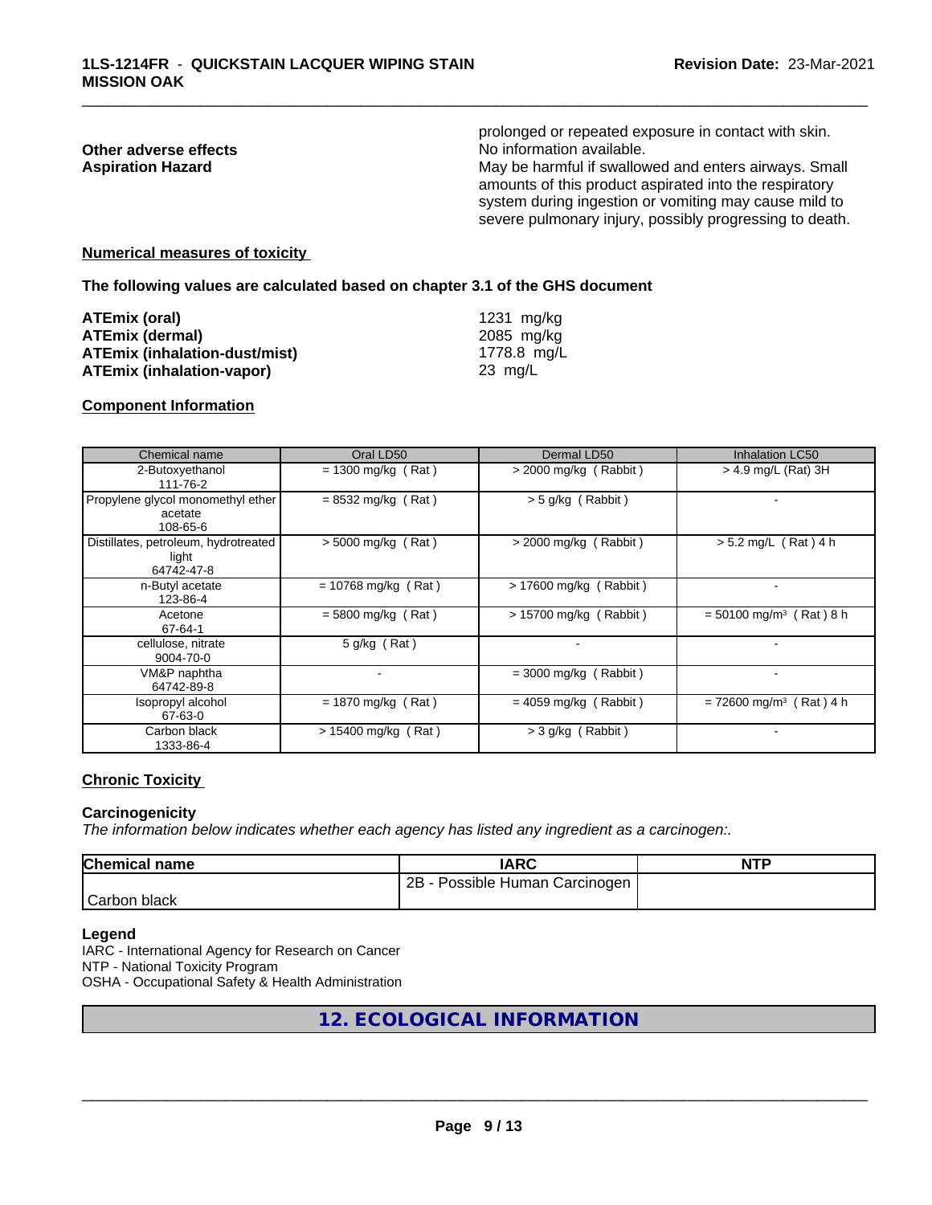prolonged or repeated exposure in contact with skin.

**Other adverse effects** No information available.

**Aspiration Hazard** May be harmful if swallowed and enters airways. Small amounts of this product aspirated into the respiratory system during ingestion or vomiting may cause mild to severe pulmonary injury, possibly progressing to death.

**Numerical measures of toxicity**

**The following values are calculated based on chapter 3.1 of the GHS document**

| | |
|---|---|
| **ATEmix (oral)** | 1231 mg/kg |
| **ATEmix (dermal)** | 2085 mg/kg |
| **ATEmix (inhalation-dust/mist)** | 1778.8 mg/L |
| **ATEmix (inhalation-vapor)** | 23 mg/L |

**Component Information**

| Chemical name | Oral LD50 | Dermal LD50 | Inhalation LC50 |
|---|---|---|---|
| 2-Butoxyethanol 111-76-2 | = 1300 mg/kg ( Rat ) | > 2000 mg/kg ( Rabbit ) | > 4.9 mg/L (Rat) 3H |
| Propylene glycol monomethyl ether acetate 108-65-6 | = 8532 mg/kg ( Rat ) | > 5 g/kg ( Rabbit ) | - |
| Distillates, petroleum, hydrotreated light 64742-47-8 | > 5000 mg/kg ( Rat ) | > 2000 mg/kg ( Rabbit ) | > 5.2 mg/L ( Rat ) 4 h |
| n-Butyl acetate 123-86-4 | = 10768 mg/kg ( Rat ) | > 17600 mg/kg ( Rabbit ) | - |
| Acetone 67-64-1 | = 5800 mg/kg ( Rat ) | > 15700 mg/kg ( Rabbit ) | = 50100 mg/m³ ( Rat ) 8 h |
| cellulose, nitrate 9004-70-0 | 5 g/kg ( Rat ) | - | - |
| VM&P naphtha 64742-89-8 | - | = 3000 mg/kg ( Rabbit ) | - |
| Isopropyl alcohol 67-63-0 | = 1870 mg/kg ( Rat ) | = 4059 mg/kg ( Rabbit ) | = 72600 mg/m³ ( Rat ) 4 h |
| Carbon black 1333-86-4 | > 15400 mg/kg ( Rat ) | > 3 g/kg ( Rabbit ) | - |

**Chronic Toxicity**

**Carcinogenicity**

*The information below indicates whether each agency has listed any ingredient as a carcinogen:.*

| Chemical name | IARC | NTP |
|---|---|---|
| Carbon black | 2B - Possible Human Carcinogen | |

**Legend**

IARC - International Agency for Research on Cancer
NTP - National Toxicity Program
OSHA - Occupational Safety & Health Administration

## 12. ECOLOGICAL INFORMATION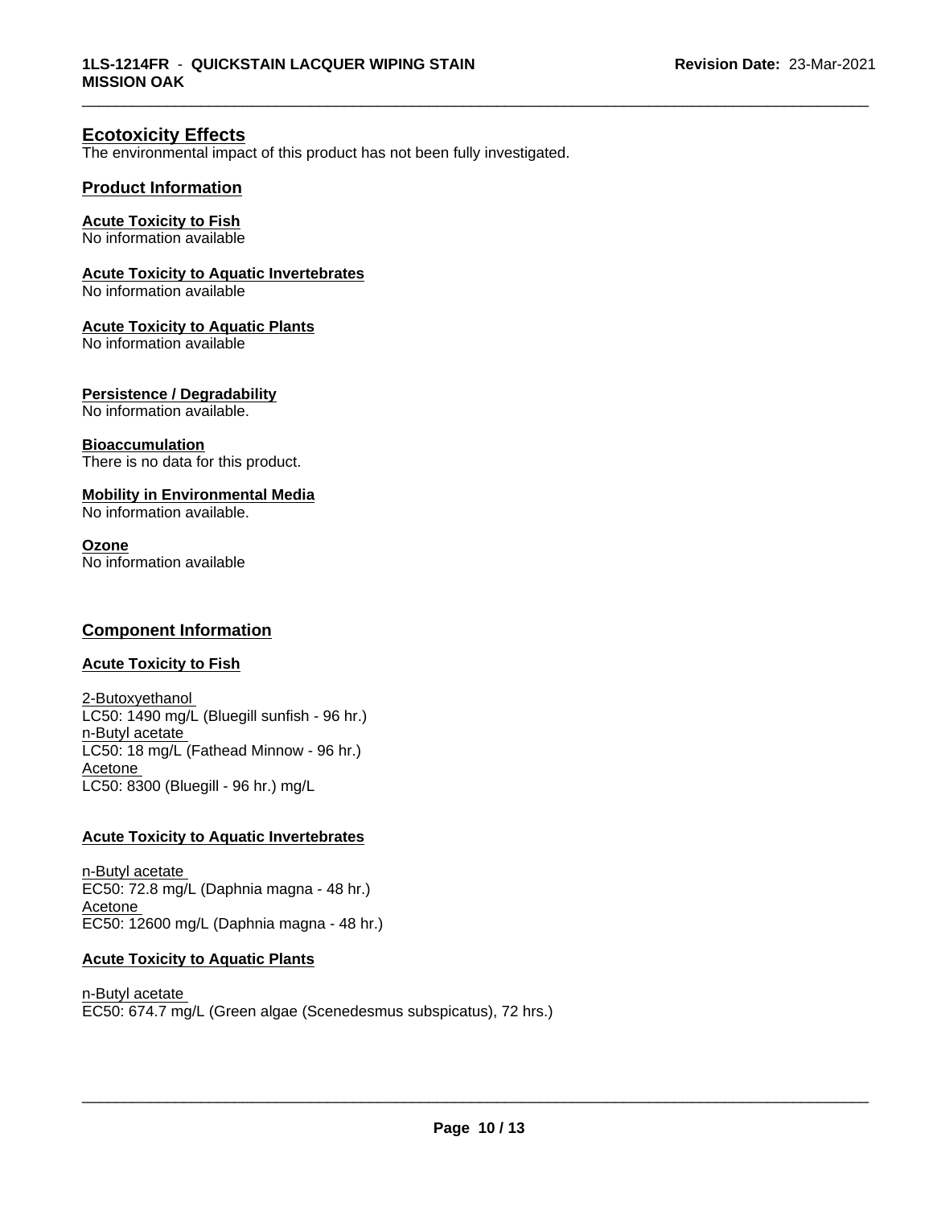## Ecotoxicity Effects

The environmental impact of this product has not been fully investigated.

### Product Information

**Acute Toxicity to Fish**
No information available

**Acute Toxicity to Aquatic Invertebrates**
No information available

**Acute Toxicity to Aquatic Plants**
No information available

**Persistence / Degradability**
No information available.

**Bioaccumulation**
There is no data for this product.

**Mobility in Environmental Media**
No information available.

**Ozone**
No information available

### Component Information

**Acute Toxicity to Fish**

2-Butoxyethanol
LC50: 1490 mg/L (Bluegill sunfish - 96 hr.)
n-Butyl acetate
LC50: 18 mg/L (Fathead Minnow - 96 hr.)
Acetone
LC50: 8300 (Bluegill - 96 hr.) mg/L

**Acute Toxicity to Aquatic Invertebrates**

n-Butyl acetate
EC50: 72.8 mg/L (Daphnia magna - 48 hr.)
Acetone
EC50: 12600 mg/L (Daphnia magna - 48 hr.)

**Acute Toxicity to Aquatic Plants**

n-Butyl acetate
EC50: 674.7 mg/L (Green algae (Scenedesmus subspicatus), 72 hrs.)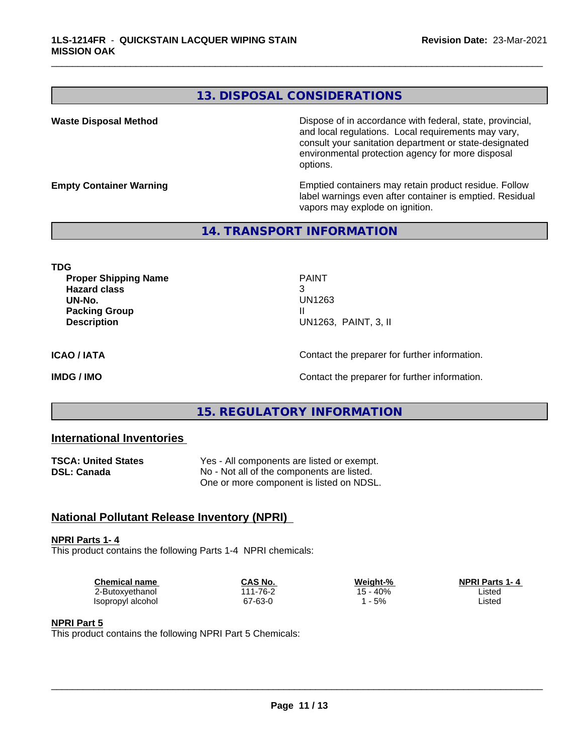## 13. DISPOSAL CONSIDERATIONS

**Waste Disposal Method**

Dispose of in accordance with federal, state, provincial, and local regulations. Local requirements may vary, consult your sanitation department or state-designated environmental protection agency for more disposal options.

**Empty Container Warning**

Emptied containers may retain product residue. Follow label warnings even after container is emptied. Residual vapors may explode on ignition.

## 14. TRANSPORT INFORMATION

**TDG**

| | |
|---|---|
| **Proper Shipping Name** | PAINT |
| **Hazard class** | 3 |
| **UN-No.** | UN1263 |
| **Packing Group** | II |
| **Description** | UN1263, PAINT, 3, II |

**ICAO / IATA**

Contact the preparer for further information.

**IMDG / IMO**

Contact the preparer for further information.

## 15. REGULATORY INFORMATION

### International Inventories

**TSCA: United States** Yes - All components are listed or exempt.
**DSL: Canada** No - Not all of the components are listed.
One or more component is listed on NDSL.

### National Pollutant Release Inventory (NPRI)

**NPRI Parts 1- 4**
This product contains the following Parts 1-4 NPRI chemicals:

| Chemical name | CAS No. | Weight-% | NPRI Parts 1- 4 |
|---|---|---|---|
| 2-Butoxyethanol | 111-76-2 | 15 - 40% | Listed |
| Isopropyl alcohol | 67-63-0 | 1 - 5% | Listed |

**NPRI Part 5**
This product contains the following NPRI Part 5 Chemicals: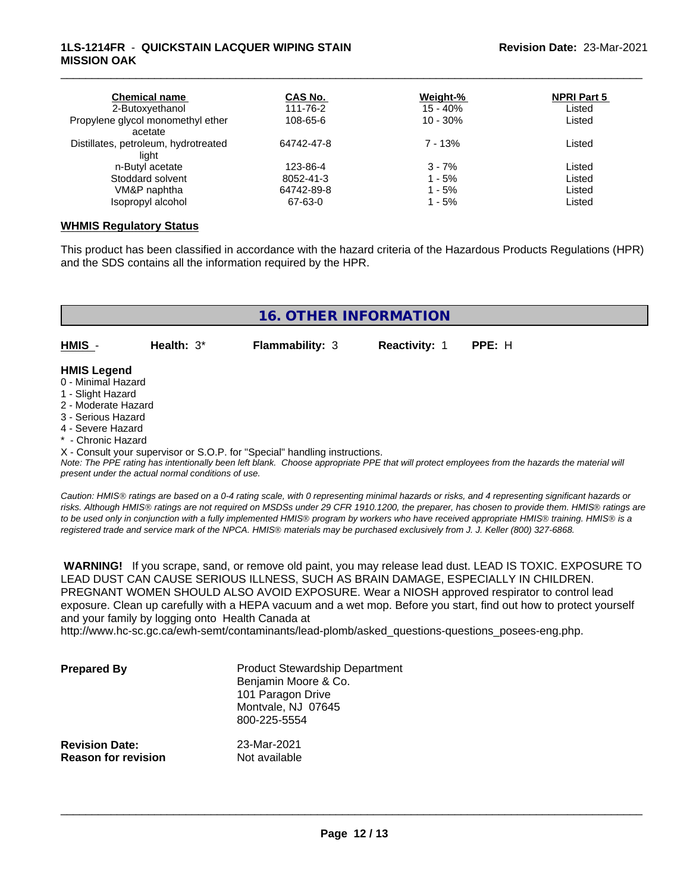| Chemical name | CAS No. | Weight-% | NPRI Part 5 |
|---|---|---|---|
| 2-Butoxyethanol | 111-76-2 | 15 - 40% | Listed |
| Propylene glycol monomethyl ether acetate | 108-65-6 | 10 - 30% | Listed |
| Distillates, petroleum, hydrotreated light | 64742-47-8 | 7 - 13% | Listed |
| n-Butyl acetate | 123-86-4 | 3 - 7% | Listed |
| Stoddard solvent | 8052-41-3 | 1 - 5% | Listed |
| VM&P naphtha | 64742-89-8 | 1 - 5% | Listed |
| Isopropyl alcohol | 67-63-0 | 1 - 5% | Listed |

**WHMIS Regulatory Status**

This product has been classified in accordance with the hazard criteria of the Hazardous Products Regulations (HPR) and the SDS contains all the information required by the HPR.

## 16. OTHER INFORMATION

**HMIS** - **Health:** 3* **Flammability:** 3 **Reactivity:** 1 **PPE:** H

**HMIS Legend**

0 - Minimal Hazard
1 - Slight Hazard
2 - Moderate Hazard
3 - Serious Hazard
4 - Severe Hazard
* - Chronic Hazard
X - Consult your supervisor or S.O.P. for "Special" handling instructions.

*Note: The PPE rating has intentionally been left blank. Choose appropriate PPE that will protect employees from the hazards the material will present under the actual normal conditions of use.*

*Caution: HMIS® ratings are based on a 0-4 rating scale, with 0 representing minimal hazards or risks, and 4 representing significant hazards or risks. Although HMIS® ratings are not required on MSDSs under 29 CFR 1910.1200, the preparer, has chosen to provide them. HMIS® ratings are to be used only in conjunction with a fully implemented HMIS® program by workers who have received appropriate HMIS® training. HMIS® is a registered trade and service mark of the NPCA. HMIS® materials may be purchased exclusively from J. J. Keller (800) 327-6868.*

**WARNING!** If you scrape, sand, or remove old paint, you may release lead dust. LEAD IS TOXIC. EXPOSURE TO LEAD DUST CAN CAUSE SERIOUS ILLNESS, SUCH AS BRAIN DAMAGE, ESPECIALLY IN CHILDREN. PREGNANT WOMEN SHOULD ALSO AVOID EXPOSURE. Wear a NIOSH approved respirator to control lead exposure. Clean up carefully with a HEPA vacuum and a wet mop. Before you start, find out how to protect yourself and your family by logging onto Health Canada at http://www.hc-sc.gc.ca/ewh-semt/contaminants/lead-plomb/asked_questions-questions_posees-eng.php.

**Prepared By**
Product Stewardship Department
Benjamin Moore & Co.
101 Paragon Drive
Montvale, NJ 07645
800-225-5554

**Revision Date:** 23-Mar-2021
**Reason for revision** Not available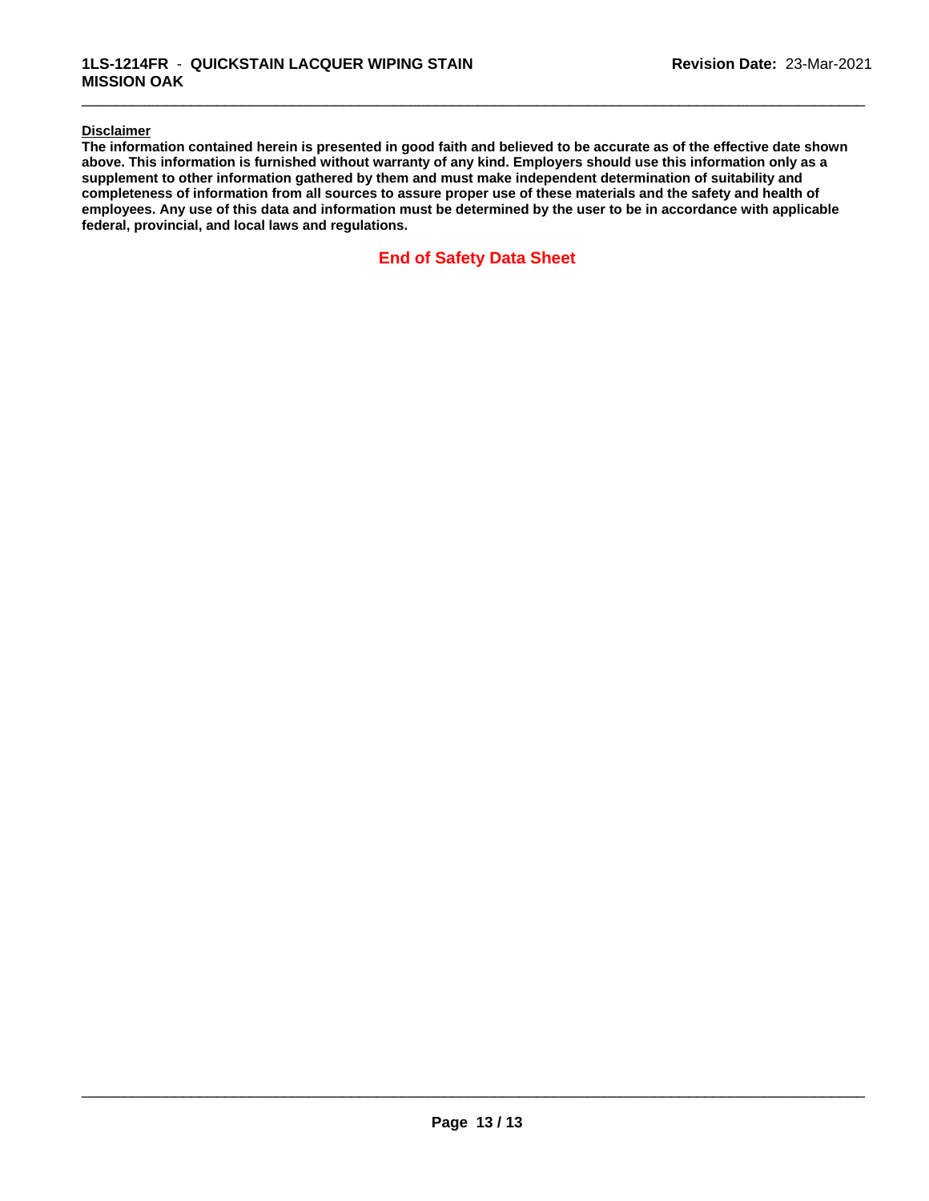**Disclaimer**

**The information contained herein is presented in good faith and believed to be accurate as of the effective date shown above. This information is furnished without warranty of any kind. Employers should use this information only as a supplement to other information gathered by them and must make independent determination of suitability and completeness of information from all sources to assure proper use of these materials and the safety and health of employees. Any use of this data and information must be determined by the user to be in accordance with applicable federal, provincial, and local laws and regulations.**

**End of Safety Data Sheet**